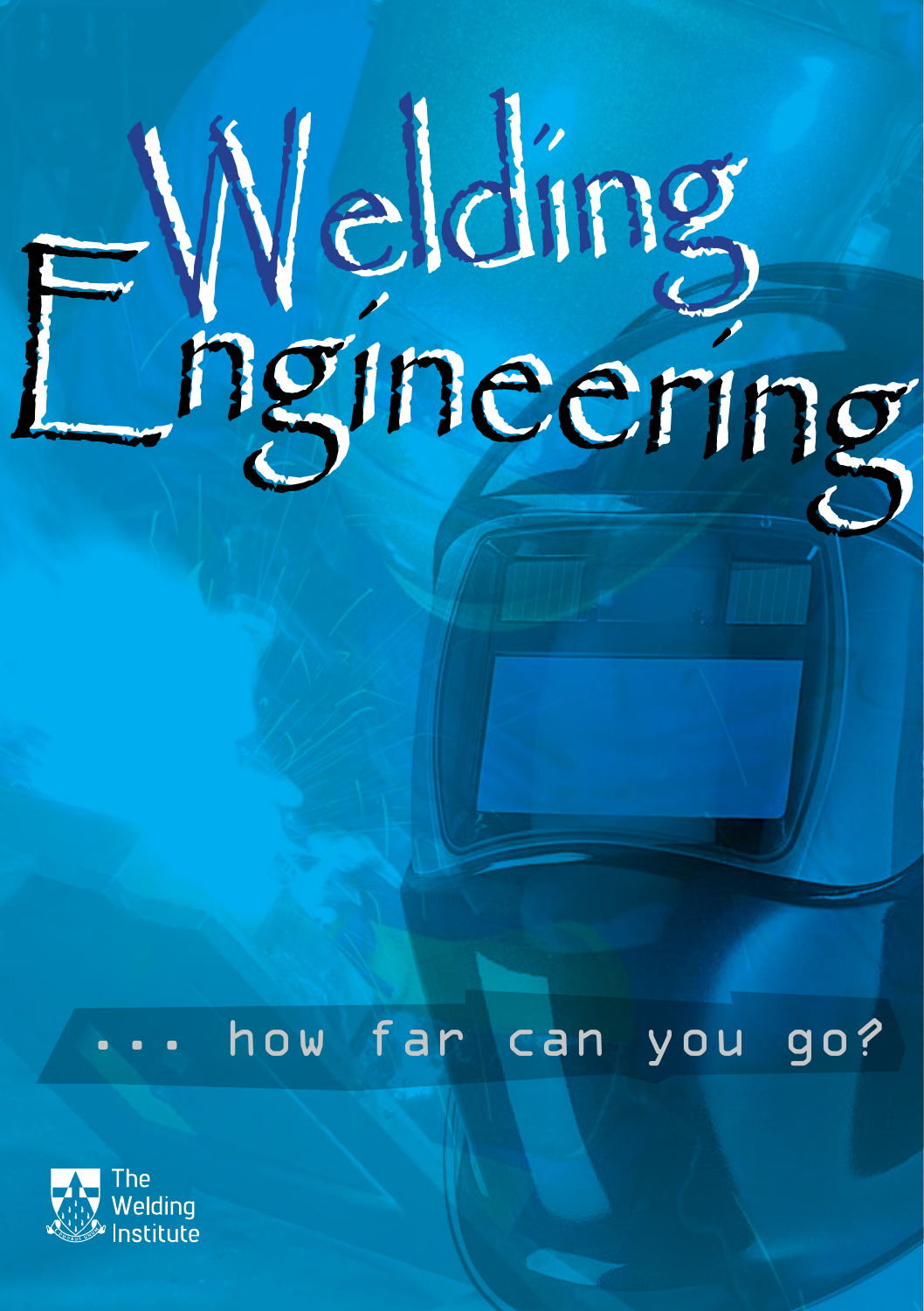# Welding Engineering

... how far can you go?

The Welding Institute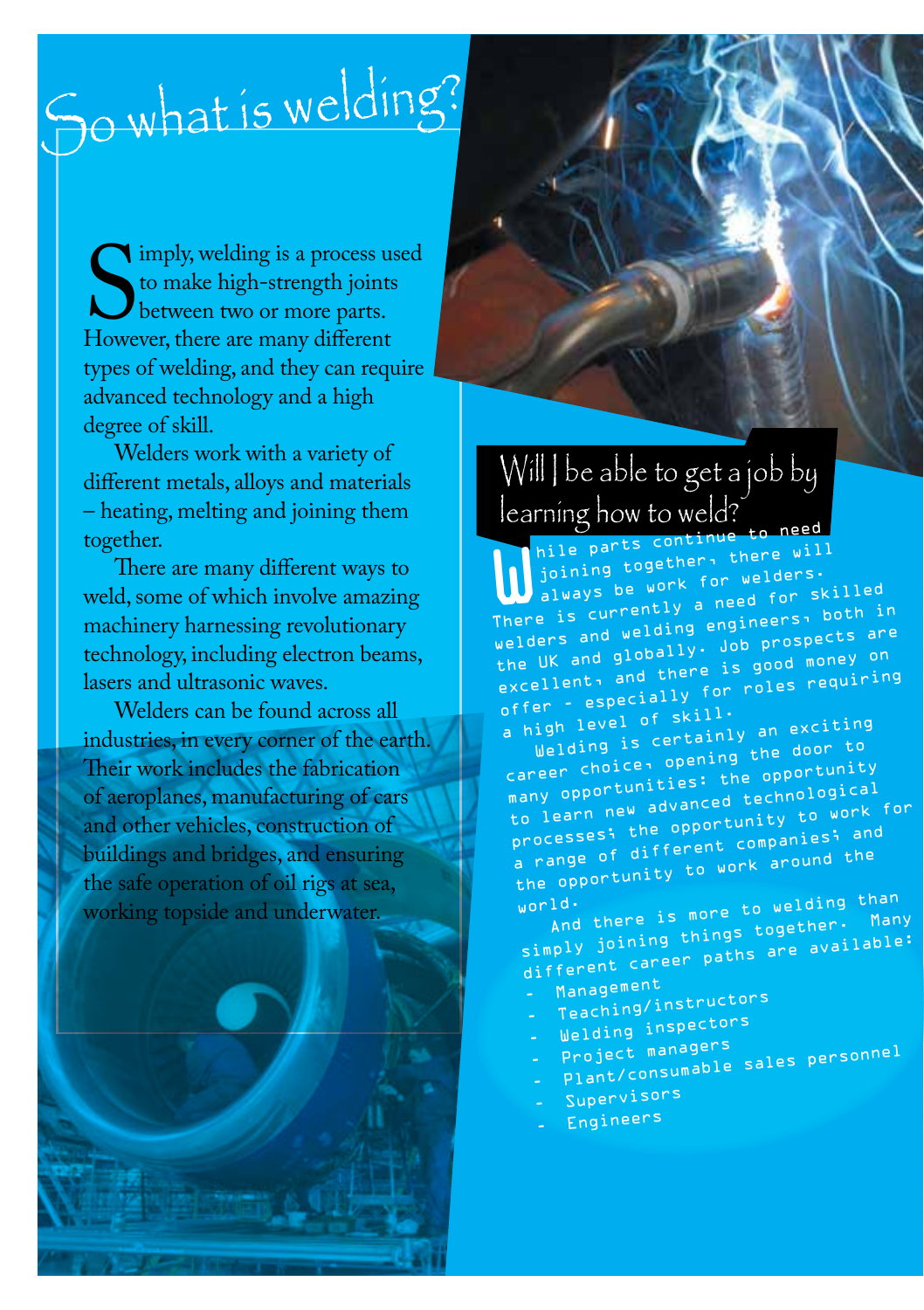# So what is welding?

Simply, welding is a process used to make high-strength joints between two or more parts. However, there are many different types of welding, and they can require advanced technology and a high degree of skill.

Welders work with a variety of different metals, alloys and materials – heating, melting and joining them together.

There are many different ways to weld, some of which involve amazing machinery harnessing revolutionary technology, including electron beams, lasers and ultrasonic waves.

Welders can be found across all industries, in every corner of the earth. Their work includes the fabrication of aeroplanes, manufacturing of cars and other vehicles, construction of buildings and bridges, and ensuring the safe operation of oil rigs at sea, working topside and underwater.

## Will I be able to get a job by learning how to weld?

While parts continue to need joining together, there will always be work for welders. There is currently a need for skilled welders and welding engineers, both in the UK and globally. Job prospects are excellent, and there is good money on offer - especially for roles requiring a high level of skill.

Welding is certainly an exciting career choice, opening the door to many opportunities: the opportunity to learn new advanced technological processes; the opportunity to work for a range of different companies; and the opportunity to work around the world.

And there is more to welding than simply joining things together. Many different career paths are available:

- Management
- Teaching/instructors
- Welding inspectors
- Project managers
- Plant/consumable sales personnel
- Supervisors
- Engineers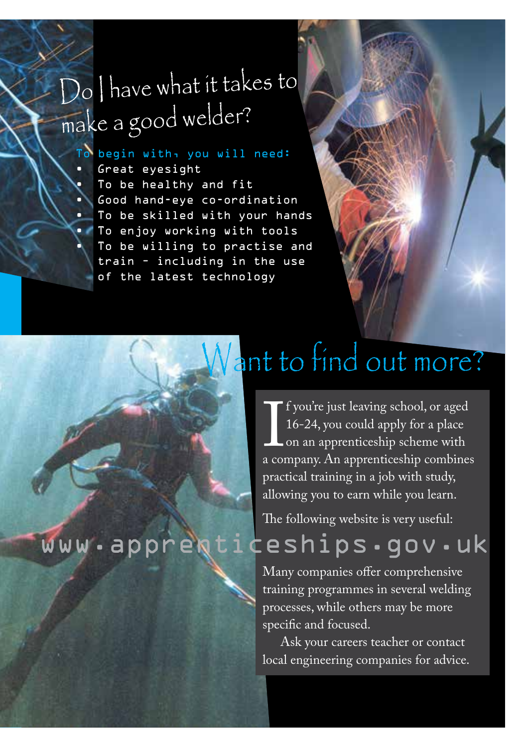# Do I have what it takes to make a good welder?

To begin with, you will need:

- Great eyesight
- To be healthy and fit
- Good hand-eye co-ordination
- To be skilled with your hands
- To enjoy working with tools
- To be willing to practise and train – including in the use of the latest technology

# Want to find out more?

If you're just leaving school, or aged 16-24, you could apply for a place on an apprenticeship scheme with a company. An apprenticeship combines practical training in a job with study, allowing you to earn while you learn.

The following website is very useful:

**www.apprenticeships.gov.uk**

Many companies offer comprehensive training programmes in several welding processes, while others may be more specific and focused.

Ask your careers teacher or contact local engineering companies for advice.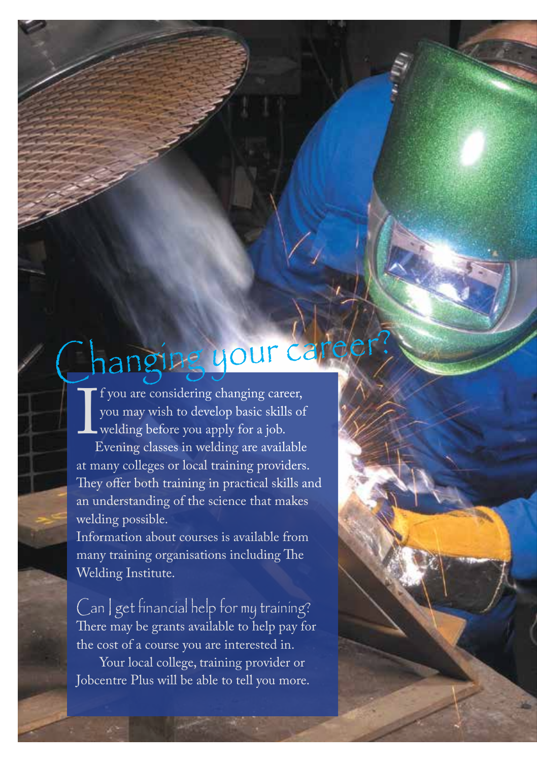# Changing your career?

If you are considering changing career, you may wish to develop basic skills of welding before you apply for a job.

Evening classes in welding are available at many colleges or local training providers. They offer both training in practical skills and an understanding of the science that makes welding possible.

Information about courses is available from many training organisations including The Welding Institute.

## Can I get financial help for my training?

There may be grants available to help pay for the cost of a course you are interested in.

Your local college, training provider or Jobcentre Plus will be able to tell you more.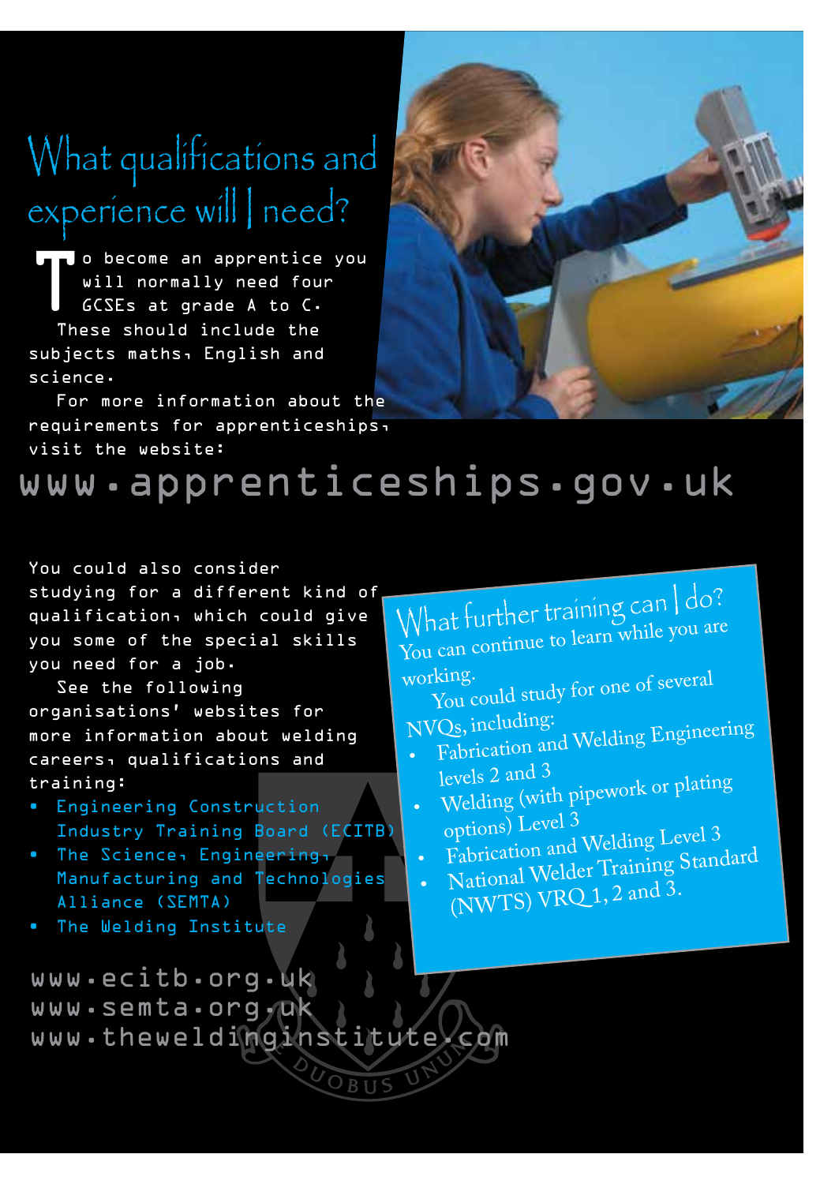# What qualifications and experience will I need?

To become an apprentice you will normally need four GCSEs at grade A to C.

These should include the subjects maths, English and science.

For more information about the requirements for apprenticeships, visit the website:

**www.apprenticeships.gov.uk**

You could also consider studying for a different kind of qualification, which could give you some of the special skills you need for a job.

See the following organisations' websites for more information about welding careers, qualifications and training:

- Engineering Construction Industry Training Board (ECITB)
- The Science, Engineering, Manufacturing and Technologies Alliance (SEMTA)
- The Welding Institute

www.ecitb.org.uk
www.semta.org.uk
www.theweldinginstitute.com

## What further training can I do?

You can continue to learn while you are working.

You could study for one of several NVQs, including:

- Fabrication and Welding Engineering levels 2 and 3
- Welding (with pipework or plating options) Level 3
- Fabrication and Welding Level 3
- National Welder Training Standard (NWTS) VRQ 1, 2 and 3.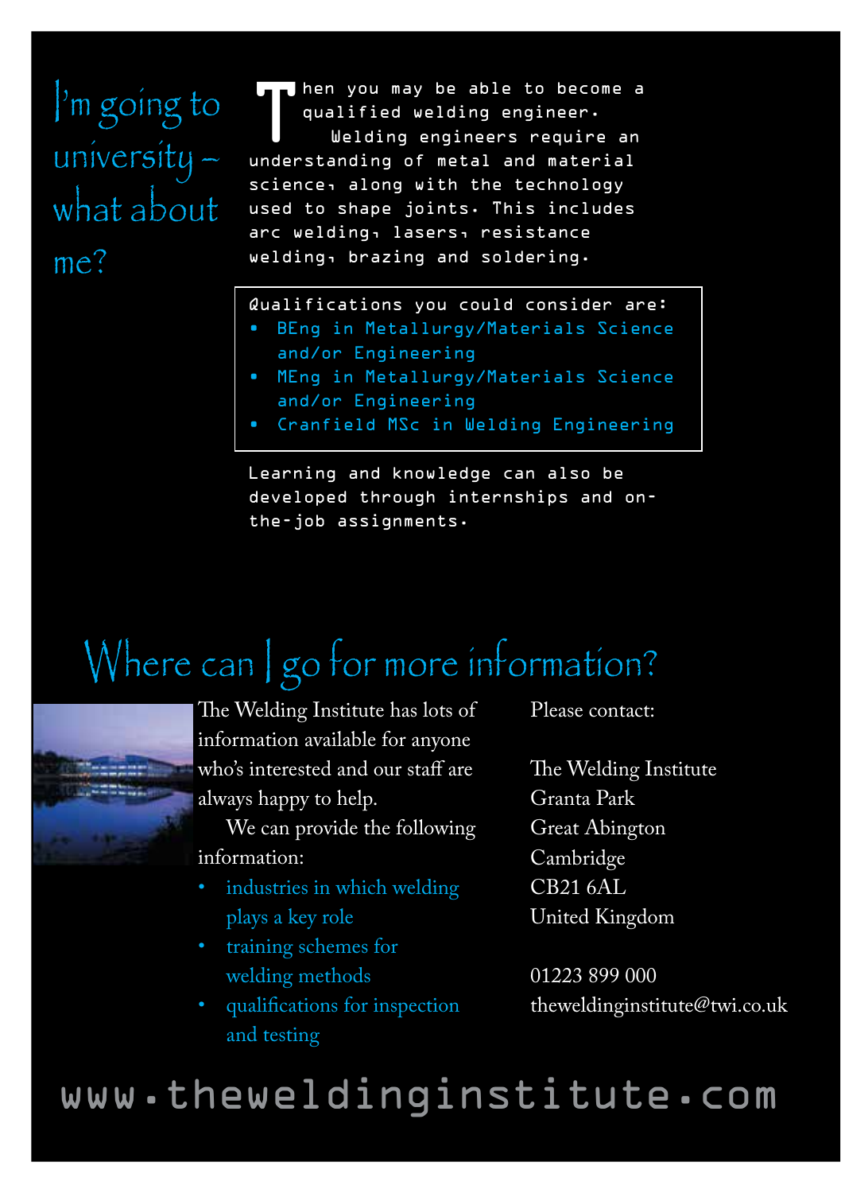## I'm going to university – what about me?

Then you may be able to become a qualified welding engineer.

Welding engineers require an understanding of metal and material science, along with the technology used to shape joints. This includes arc welding, lasers, resistance welding, brazing and soldering.

Qualifications you could consider are:

- BEng in Metallurgy/Materials Science and/or Engineering
- MEng in Metallurgy/Materials Science and/or Engineering
- Cranfield MSc in Welding Engineering

Learning and knowledge can also be developed through internships and on-the-job assignments.

## Where can I go for more information?

The Welding Institute has lots of information available for anyone who's interested and our staff are always happy to help.

We can provide the following information:

- industries in which welding plays a key role
- training schemes for welding methods
- qualifications for inspection and testing

Please contact:

The Welding Institute
Granta Park
Great Abington
Cambridge
CB21 6AL
United Kingdom

01223 899 000
theweldinginstitute@twi.co.uk

www.theweldinginstitute.com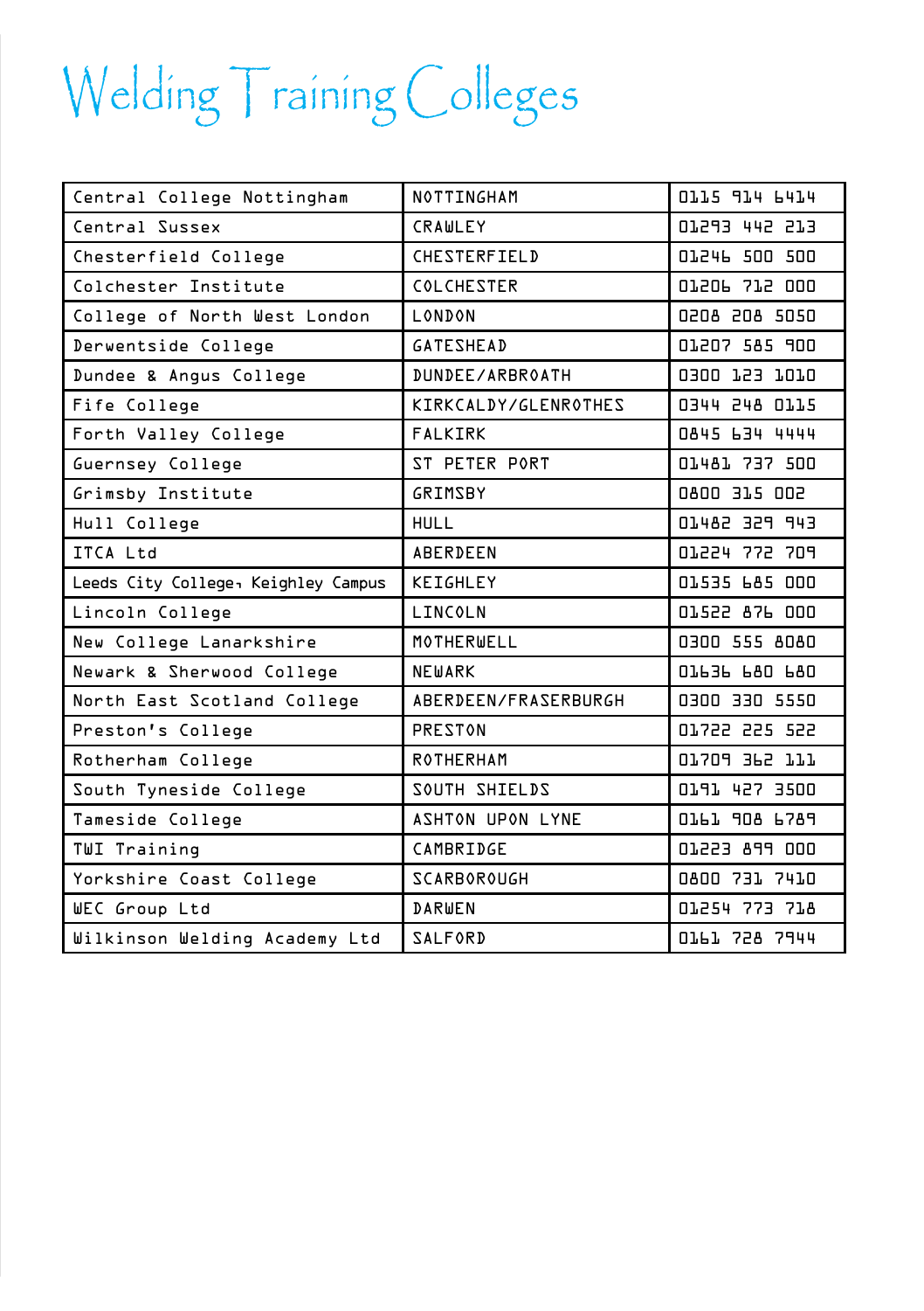# Welding Training Colleges

| | | |
|---|---|---|
| Central College Nottingham | NOTTINGHAM | 0115 914 6414 |
| Central Sussex | CRAWLEY | 01293 442 213 |
| Chesterfield College | CHESTERFIELD | 01246 500 500 |
| Colchester Institute | COLCHESTER | 01206 712 000 |
| College of North West London | LONDON | 0208 208 5050 |
| Derwentside College | GATESHEAD | 01207 585 900 |
| Dundee & Angus College | DUNDEE/ARBROATH | 0300 123 1010 |
| Fife College | KIRKCALDY/GLENROTHES | 0344 248 0115 |
| Forth Valley College | FALKIRK | 0845 634 4444 |
| Guernsey College | ST PETER PORT | 01481 737 500 |
| Grimsby Institute | GRIMSBY | 0800 315 002 |
| Hull College | HULL | 01482 329 943 |
| ITCA Ltd | ABERDEEN | 01224 772 709 |
| Leeds City College, Keighley Campus | KEIGHLEY | 01535 685 000 |
| Lincoln College | LINCOLN | 01522 876 000 |
| New College Lanarkshire | MOTHERWELL | 0300 555 8080 |
| Newark & Sherwood College | NEWARK | 01636 680 680 |
| North East Scotland College | ABERDEEN/FRASERBURGH | 0300 330 5550 |
| Preston's College | PRESTON | 01722 225 522 |
| Rotherham College | ROTHERHAM | 01709 362 111 |
| South Tyneside College | SOUTH SHIELDS | 0191 427 3500 |
| Tameside College | ASHTON UPON LYNE | 0161 908 6789 |
| TWI Training | CAMBRIDGE | 01223 899 000 |
| Yorkshire Coast College | SCARBOROUGH | 0800 731 7410 |
| WEC Group Ltd | DARWEN | 01254 773 718 |
| Wilkinson Welding Academy Ltd | SALFORD | 0161 728 7944 |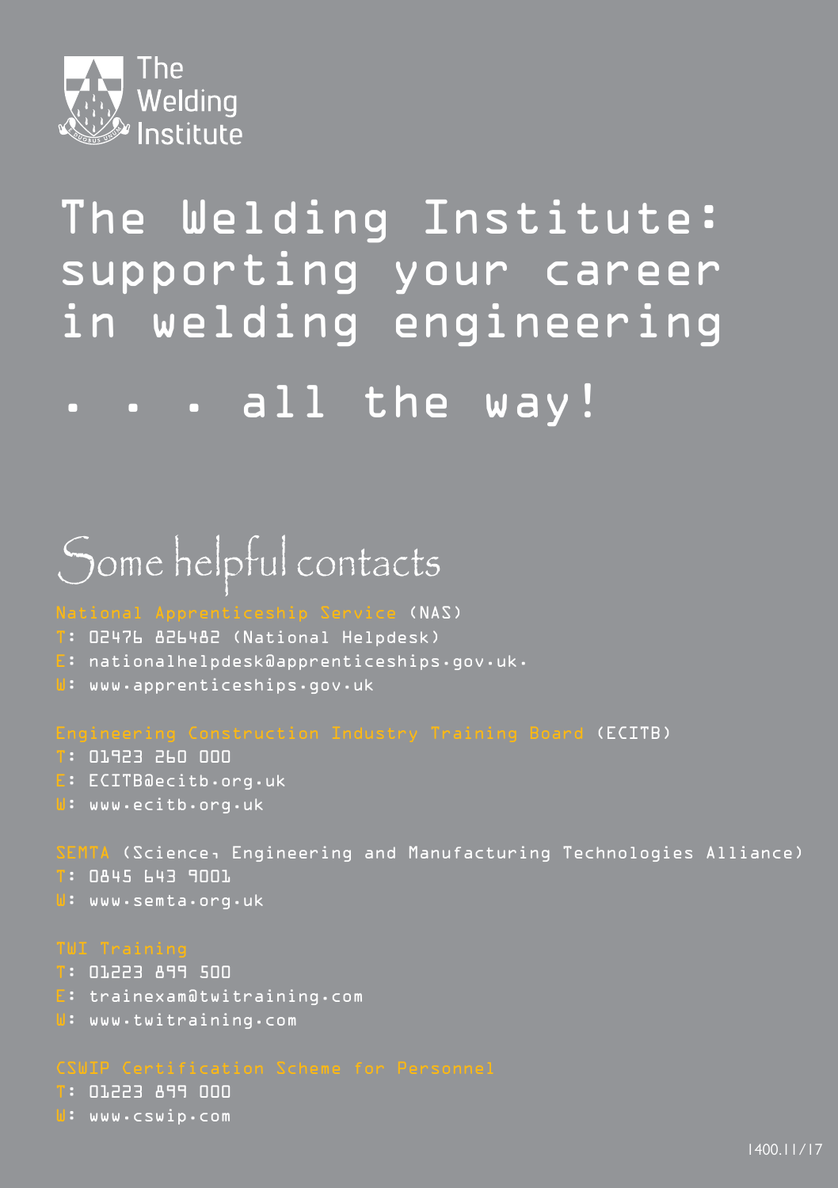The Welding Institute

# The Welding Institute: supporting your career in welding engineering

# . . . all the way!

## Some helpful contacts

**National Apprenticeship Service** (NAS)
T: 02476 826482 (National Helpdesk)
E: nationalhelpdesk@apprenticeships.gov.uk.
W: www.apprenticeships.gov.uk

**Engineering Construction Industry Training Board** (ECITB)
T: 01923 260 000
E: ECITB@ecitb.org.uk
W: www.ecitb.org.uk

**SEMTA** (Science, Engineering and Manufacturing Technologies Alliance)
T: 0845 643 9001
W: www.semta.org.uk

**TWI Training**
T: 01223 899 500
E: trainexam@twitraining.com
W: www.twitraining.com

**CSWIP Certification Scheme for Personnel**
T: 01223 899 000
W: www.cswip.com

1400.11/17